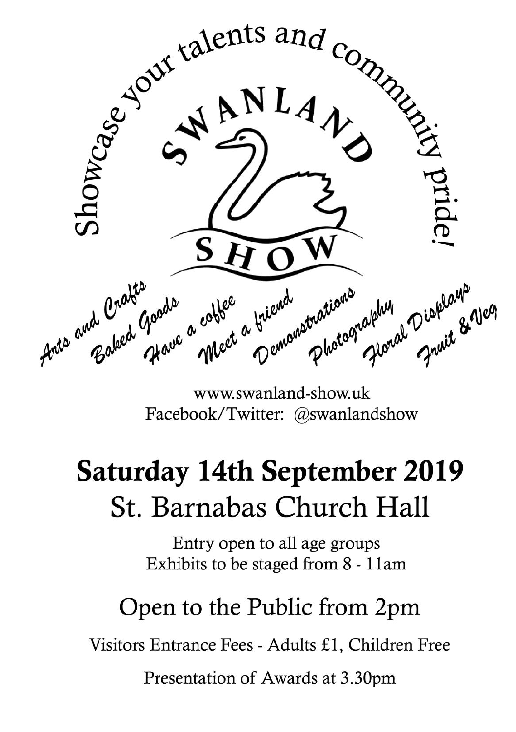Showcase your talents and community pride!

# SWANLAND SHOW

*Arts and Crafts* · *Baked Goods* · *Have a coffee* · *Meet a friend* · *Demonstrations* · *Photography* · *Floral Displays* · *Fruit & Veg*

www.swanland-show.uk
Facebook/Twitter: @swanlandshow

## Saturday 14th September 2019

## St. Barnabas Church Hall

Entry open to all age groups
Exhibits to be staged from 8 - 11am

## Open to the Public from 2pm

Visitors Entrance Fees - Adults £1, Children Free

Presentation of Awards at 3.30pm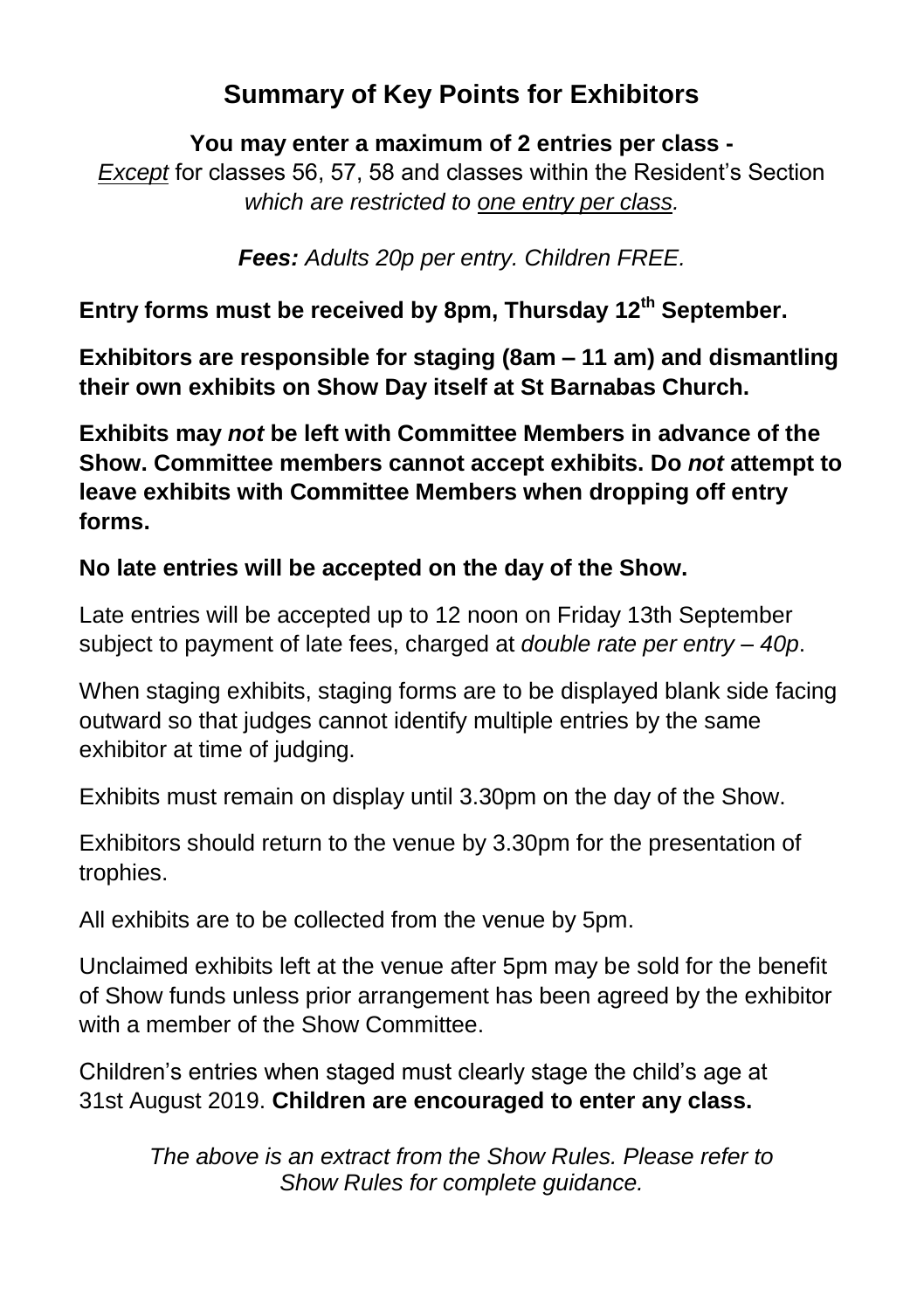## Summary of Key Points for Exhibitors

**You may enter a maximum of 2 entries per class -**
*Except* for classes 56, 57, 58 and classes within the Resident's Section *which are restricted to one entry per class.*

***Fees:** Adults 20p per entry. Children FREE.*

**Entry forms must be received by 8pm, Thursday 12th September.**

**Exhibitors are responsible for staging (8am – 11 am) and dismantling their own exhibits on Show Day itself at St Barnabas Church.**

**Exhibits may *not* be left with Committee Members in advance of the Show. Committee members cannot accept exhibits. Do *not* attempt to leave exhibits with Committee Members when dropping off entry forms.**

**No late entries will be accepted on the day of the Show.**

Late entries will be accepted up to 12 noon on Friday 13th September subject to payment of late fees, charged at *double rate per entry – 40p*.

When staging exhibits, staging forms are to be displayed blank side facing outward so that judges cannot identify multiple entries by the same exhibitor at time of judging.

Exhibits must remain on display until 3.30pm on the day of the Show.

Exhibitors should return to the venue by 3.30pm for the presentation of trophies.

All exhibits are to be collected from the venue by 5pm.

Unclaimed exhibits left at the venue after 5pm may be sold for the benefit of Show funds unless prior arrangement has been agreed by the exhibitor with a member of the Show Committee.

Children's entries when staged must clearly stage the child's age at 31st August 2019. **Children are encouraged to enter any class.**

*The above is an extract from the Show Rules. Please refer to Show Rules for complete guidance.*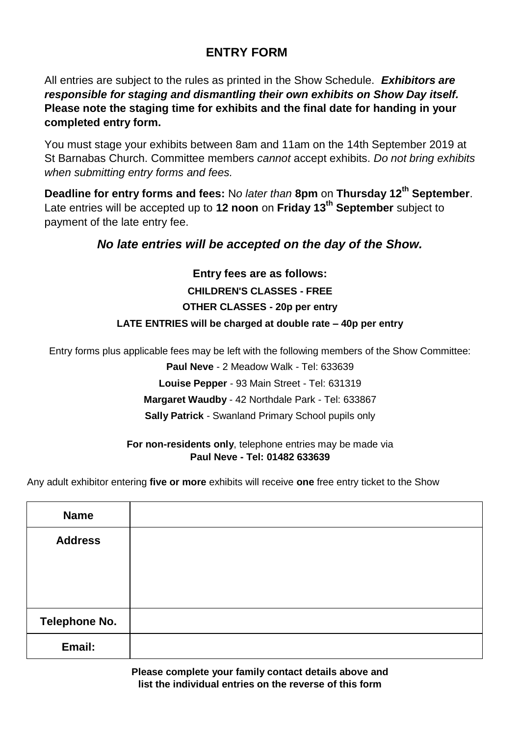# ENTRY FORM

All entries are subject to the rules as printed in the Show Schedule. ***Exhibitors are responsible for staging and dismantling their own exhibits on Show Day itself.*** **Please note the staging time for exhibits and the final date for handing in your completed entry form.**

You must stage your exhibits between 8am and 11am on the 14th September 2019 at St Barnabas Church. Committee members *cannot* accept exhibits. *Do not bring exhibits when submitting entry forms and fees.*

**Deadline for entry forms and fees:** N*o later than* **8pm** on **Thursday 12th September**. Late entries will be accepted up to **12 noon** on **Friday 13th September** subject to payment of the late entry fee.

***No late entries will be accepted on the day of the Show.***

**Entry fees are as follows:**

**CHILDREN'S CLASSES - FREE**

**OTHER CLASSES - 20p per entry**

**LATE ENTRIES will be charged at double rate – 40p per entry**

Entry forms plus applicable fees may be left with the following members of the Show Committee:

**Paul Neve** - 2 Meadow Walk - Tel: 633639

**Louise Pepper** - 93 Main Street - Tel: 631319

**Margaret Waudby** - 42 Northdale Park - Tel: 633867

**Sally Patrick** - Swanland Primary School pupils only

**For non-residents only**, telephone entries may be made via **Paul Neve - Tel: 01482 633639**

Any adult exhibitor entering **five or more** exhibits will receive **one** free entry ticket to the Show

| **Name** | |
|---|---|
| **Address** | |
| **Telephone No.** | |
| **Email:** | |

**Please complete your family contact details above and list the individual entries on the reverse of this form**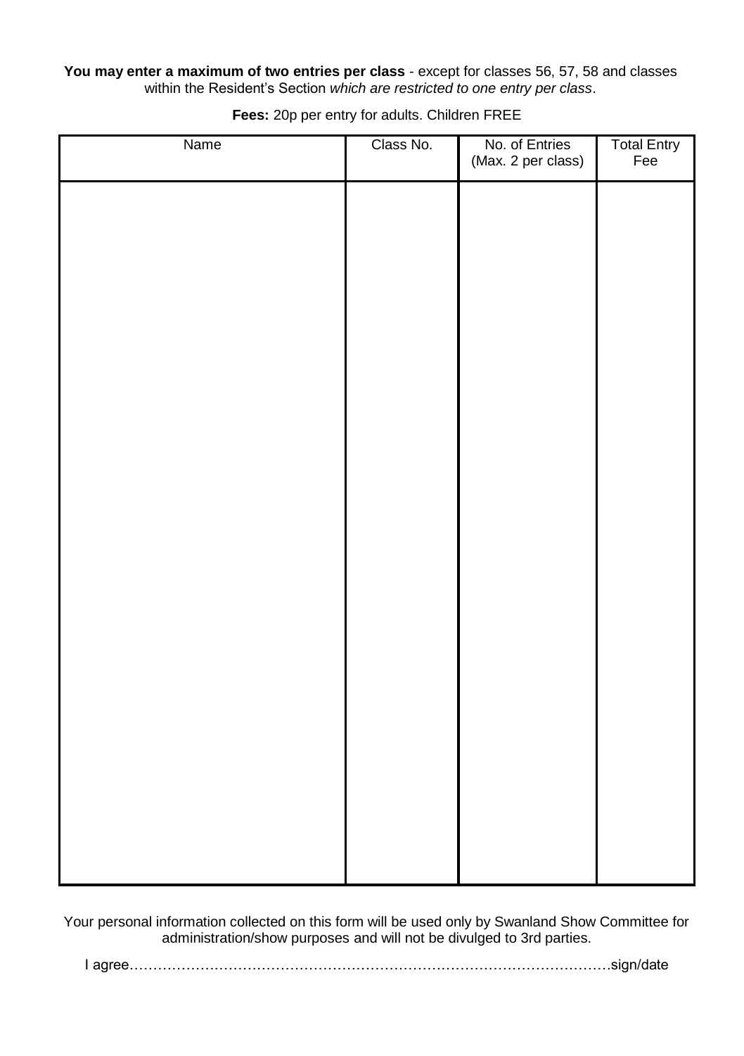**You may enter a maximum of two entries per class** - except for classes 56, 57, 58 and classes within the Resident's Section *which are restricted to one entry per class*.

**Fees:** 20p per entry for adults. Children FREE

| Name | Class No. | No. of Entries (Max. 2 per class) | Total Entry Fee |
|---|---|---|---|
| | | | |

Your personal information collected on this form will be used only by Swanland Show Committee for administration/show purposes and will not be divulged to 3rd parties.

I agree……………………………………………………………………………………………sign/date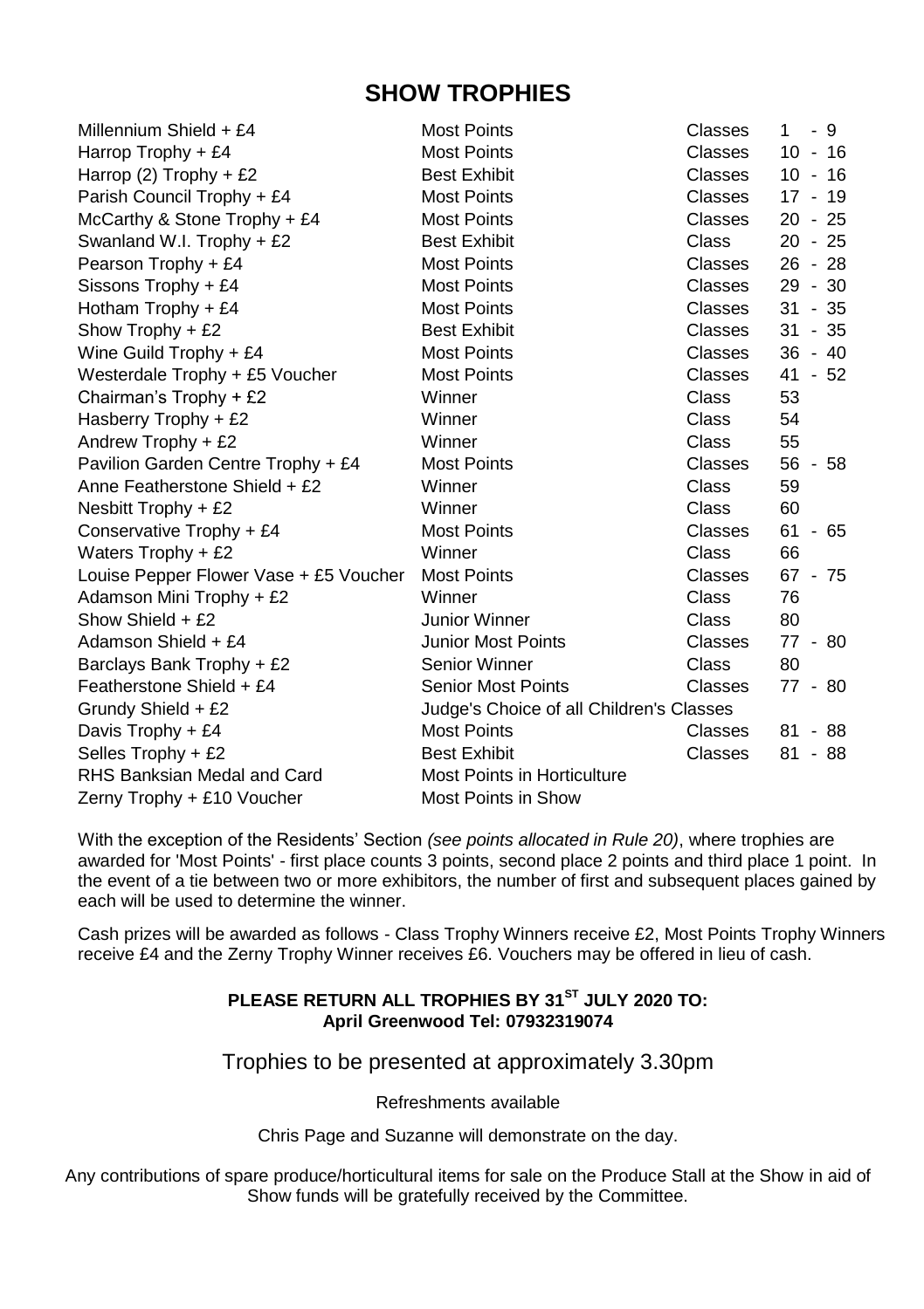# SHOW TROPHIES

| | | | |
|---|---|---|---|
| Millennium Shield + £4 | Most Points | Classes | 1 - 9 |
| Harrop Trophy + £4 | Most Points | Classes | 10 - 16 |
| Harrop (2) Trophy + £2 | Best Exhibit | Classes | 10 - 16 |
| Parish Council Trophy + £4 | Most Points | Classes | 17 - 19 |
| McCarthy & Stone Trophy + £4 | Most Points | Classes | 20 - 25 |
| Swanland W.I. Trophy + £2 | Best Exhibit | Class | 20 - 25 |
| Pearson Trophy + £4 | Most Points | Classes | 26 - 28 |
| Sissons Trophy + £4 | Most Points | Classes | 29 - 30 |
| Hotham Trophy + £4 | Most Points | Classes | 31 - 35 |
| Show Trophy + £2 | Best Exhibit | Classes | 31 - 35 |
| Wine Guild Trophy + £4 | Most Points | Classes | 36 - 40 |
| Westerdale Trophy + £5 Voucher | Most Points | Classes | 41 - 52 |
| Chairman's Trophy + £2 | Winner | Class | 53 |
| Hasberry Trophy + £2 | Winner | Class | 54 |
| Andrew Trophy + £2 | Winner | Class | 55 |
| Pavilion Garden Centre Trophy + £4 | Most Points | Classes | 56 - 58 |
| Anne Featherstone Shield + £2 | Winner | Class | 59 |
| Nesbitt Trophy + £2 | Winner | Class | 60 |
| Conservative Trophy + £4 | Most Points | Classes | 61 - 65 |
| Waters Trophy + £2 | Winner | Class | 66 |
| Louise Pepper Flower Vase + £5 Voucher | Most Points | Classes | 67 - 75 |
| Adamson Mini Trophy + £2 | Winner | Class | 76 |
| Show Shield + £2 | Junior Winner | Class | 80 |
| Adamson Shield + £4 | Junior Most Points | Classes | 77 - 80 |
| Barclays Bank Trophy + £2 | Senior Winner | Class | 80 |
| Featherstone Shield + £4 | Senior Most Points | Classes | 77 - 80 |
| Grundy Shield + £2 | Judge's Choice of all Children's Classes | | |
| Davis Trophy + £4 | Most Points | Classes | 81 - 88 |
| Selles Trophy + £2 | Best Exhibit | Classes | 81 - 88 |
| RHS Banksian Medal and Card | Most Points in Horticulture | | |
| Zerny Trophy + £10 Voucher | Most Points in Show | | |

With the exception of the Residents' Section *(see points allocated in Rule 20)*, where trophies are awarded for 'Most Points' - first place counts 3 points, second place 2 points and third place 1 point. In the event of a tie between two or more exhibitors, the number of first and subsequent places gained by each will be used to determine the winner.

Cash prizes will be awarded as follows - Class Trophy Winners receive £2, Most Points Trophy Winners receive £4 and the Zerny Trophy Winner receives £6. Vouchers may be offered in lieu of cash.

**PLEASE RETURN ALL TROPHIES BY 31ST JULY 2020 TO:**
**April Greenwood Tel: 07932319074**

Trophies to be presented at approximately 3.30pm

Refreshments available

Chris Page and Suzanne will demonstrate on the day.

Any contributions of spare produce/horticultural items for sale on the Produce Stall at the Show in aid of Show funds will be gratefully received by the Committee.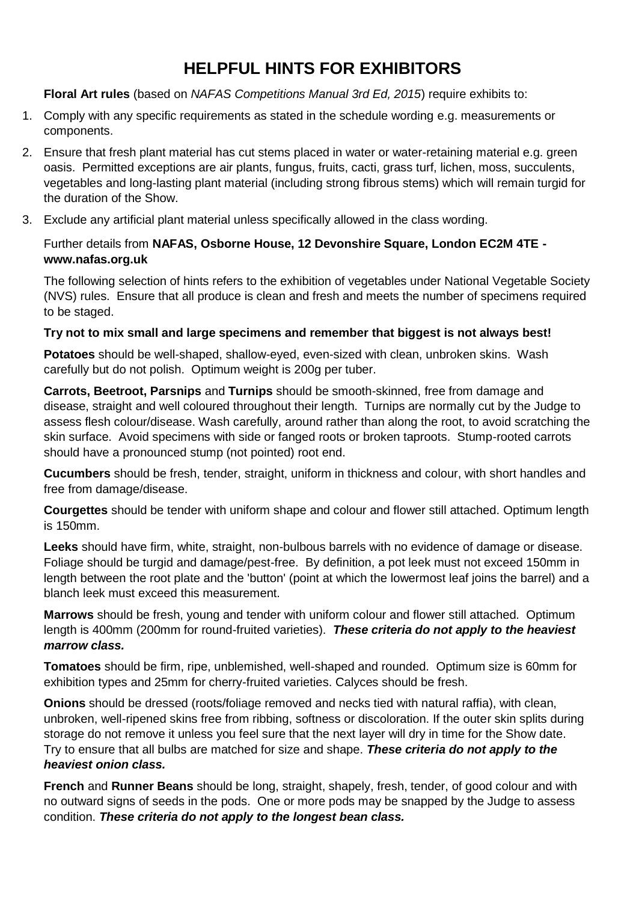# HELPFUL HINTS FOR EXHIBITORS

**Floral Art rules** (based on *NAFAS Competitions Manual 3rd Ed, 2015*) require exhibits to:

1. Comply with any specific requirements as stated in the schedule wording e.g. measurements or components.
2. Ensure that fresh plant material has cut stems placed in water or water-retaining material e.g. green oasis. Permitted exceptions are air plants, fungus, fruits, cacti, grass turf, lichen, moss, succulents, vegetables and long-lasting plant material (including strong fibrous stems) which will remain turgid for the duration of the Show.
3. Exclude any artificial plant material unless specifically allowed in the class wording.

Further details from **NAFAS, Osborne House, 12 Devonshire Square, London EC2M 4TE - www.nafas.org.uk**

The following selection of hints refers to the exhibition of vegetables under National Vegetable Society (NVS) rules. Ensure that all produce is clean and fresh and meets the number of specimens required to be staged.

**Try not to mix small and large specimens and remember that biggest is not always best!**

**Potatoes** should be well-shaped, shallow-eyed, even-sized with clean, unbroken skins. Wash carefully but do not polish. Optimum weight is 200g per tuber.

**Carrots, Beetroot, Parsnips** and **Turnips** should be smooth-skinned, free from damage and disease, straight and well coloured throughout their length. Turnips are normally cut by the Judge to assess flesh colour/disease. Wash carefully, around rather than along the root, to avoid scratching the skin surface. Avoid specimens with side or fanged roots or broken taproots. Stump-rooted carrots should have a pronounced stump (not pointed) root end.

**Cucumbers** should be fresh, tender, straight, uniform in thickness and colour, with short handles and free from damage/disease.

**Courgettes** should be tender with uniform shape and colour and flower still attached. Optimum length is 150mm.

**Leeks** should have firm, white, straight, non-bulbous barrels with no evidence of damage or disease. Foliage should be turgid and damage/pest-free. By definition, a pot leek must not exceed 150mm in length between the root plate and the 'button' (point at which the lowermost leaf joins the barrel) and a blanch leek must exceed this measurement.

**Marrows** should be fresh, young and tender with uniform colour and flower still attached. Optimum length is 400mm (200mm for round-fruited varieties). ***These criteria do not apply to the heaviest marrow class.***

**Tomatoes** should be firm, ripe, unblemished, well-shaped and rounded. Optimum size is 60mm for exhibition types and 25mm for cherry-fruited varieties. Calyces should be fresh.

**Onions** should be dressed (roots/foliage removed and necks tied with natural raffia), with clean, unbroken, well-ripened skins free from ribbing, softness or discoloration. If the outer skin splits during storage do not remove it unless you feel sure that the next layer will dry in time for the Show date. Try to ensure that all bulbs are matched for size and shape. ***These criteria do not apply to the heaviest onion class.***

**French** and **Runner Beans** should be long, straight, shapely, fresh, tender, of good colour and with no outward signs of seeds in the pods. One or more pods may be snapped by the Judge to assess condition. ***These criteria do not apply to the longest bean class.***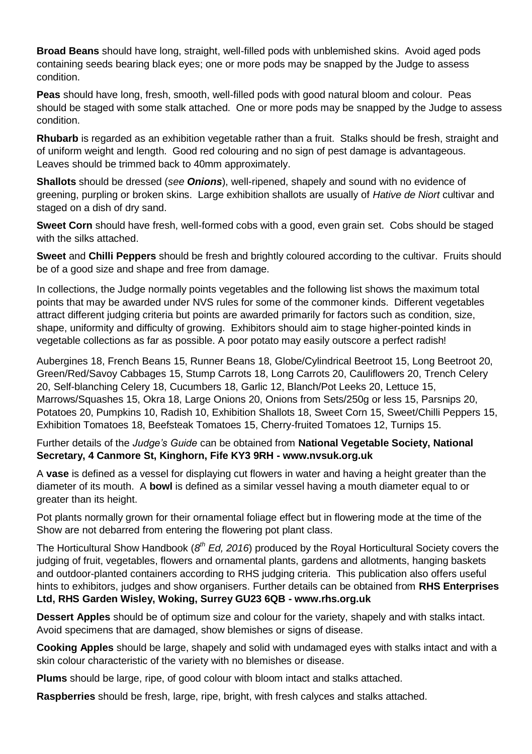**Broad Beans** should have long, straight, well-filled pods with unblemished skins. Avoid aged pods containing seeds bearing black eyes; one or more pods may be snapped by the Judge to assess condition.

**Peas** should have long, fresh, smooth, well-filled pods with good natural bloom and colour. Peas should be staged with some stalk attached. One or more pods may be snapped by the Judge to assess condition.

**Rhubarb** is regarded as an exhibition vegetable rather than a fruit. Stalks should be fresh, straight and of uniform weight and length. Good red colouring and no sign of pest damage is advantageous. Leaves should be trimmed back to 40mm approximately.

**Shallots** should be dressed (*see **Onions***), well-ripened, shapely and sound with no evidence of greening, purpling or broken skins. Large exhibition shallots are usually of *Hative de Niort* cultivar and staged on a dish of dry sand.

**Sweet Corn** should have fresh, well-formed cobs with a good, even grain set. Cobs should be staged with the silks attached.

**Sweet** and **Chilli Peppers** should be fresh and brightly coloured according to the cultivar. Fruits should be of a good size and shape and free from damage.

In collections, the Judge normally points vegetables and the following list shows the maximum total points that may be awarded under NVS rules for some of the commoner kinds. Different vegetables attract different judging criteria but points are awarded primarily for factors such as condition, size, shape, uniformity and difficulty of growing. Exhibitors should aim to stage higher-pointed kinds in vegetable collections as far as possible. A poor potato may easily outscore a perfect radish!

Aubergines 18, French Beans 15, Runner Beans 18, Globe/Cylindrical Beetroot 15, Long Beetroot 20, Green/Red/Savoy Cabbages 15, Stump Carrots 18, Long Carrots 20, Cauliflowers 20, Trench Celery 20, Self-blanching Celery 18, Cucumbers 18, Garlic 12, Blanch/Pot Leeks 20, Lettuce 15, Marrows/Squashes 15, Okra 18, Large Onions 20, Onions from Sets/250g or less 15, Parsnips 20, Potatoes 20, Pumpkins 10, Radish 10, Exhibition Shallots 18, Sweet Corn 15, Sweet/Chilli Peppers 15, Exhibition Tomatoes 18, Beefsteak Tomatoes 15, Cherry-fruited Tomatoes 12, Turnips 15.

Further details of the *Judge's Guide* can be obtained from **National Vegetable Society, National Secretary, 4 Canmore St, Kinghorn, Fife KY3 9RH - www.nvsuk.org.uk**

A **vase** is defined as a vessel for displaying cut flowers in water and having a height greater than the diameter of its mouth. A **bowl** is defined as a similar vessel having a mouth diameter equal to or greater than its height.

Pot plants normally grown for their ornamental foliage effect but in flowering mode at the time of the Show are not debarred from entering the flowering pot plant class.

The Horticultural Show Handbook (*8th Ed, 2016*) produced by the Royal Horticultural Society covers the judging of fruit, vegetables, flowers and ornamental plants, gardens and allotments, hanging baskets and outdoor-planted containers according to RHS judging criteria. This publication also offers useful hints to exhibitors, judges and show organisers. Further details can be obtained from **RHS Enterprises Ltd, RHS Garden Wisley, Woking, Surrey GU23 6QB - www.rhs.org.uk**

**Dessert Apples** should be of optimum size and colour for the variety, shapely and with stalks intact. Avoid specimens that are damaged, show blemishes or signs of disease.

**Cooking Apples** should be large, shapely and solid with undamaged eyes with stalks intact and with a skin colour characteristic of the variety with no blemishes or disease.

**Plums** should be large, ripe, of good colour with bloom intact and stalks attached.

**Raspberries** should be fresh, large, ripe, bright, with fresh calyces and stalks attached.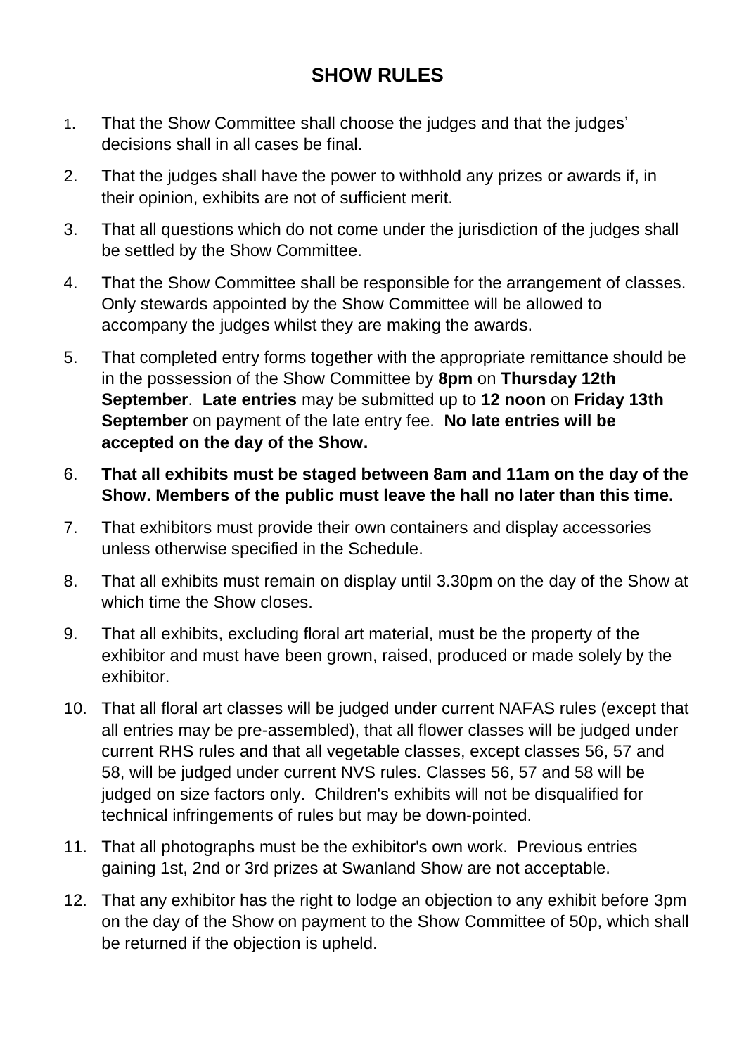# SHOW RULES

1. That the Show Committee shall choose the judges and that the judges' decisions shall in all cases be final.
2. That the judges shall have the power to withhold any prizes or awards if, in their opinion, exhibits are not of sufficient merit.
3. That all questions which do not come under the jurisdiction of the judges shall be settled by the Show Committee.
4. That the Show Committee shall be responsible for the arrangement of classes. Only stewards appointed by the Show Committee will be allowed to accompany the judges whilst they are making the awards.
5. That completed entry forms together with the appropriate remittance should be in the possession of the Show Committee by **8pm** on **Thursday 12th September**. **Late entries** may be submitted up to **12 noon** on **Friday 13th September** on payment of the late entry fee. **No late entries will be accepted on the day of the Show.**
6. **That all exhibits must be staged between 8am and 11am on the day of the Show. Members of the public must leave the hall no later than this time.**
7. That exhibitors must provide their own containers and display accessories unless otherwise specified in the Schedule.
8. That all exhibits must remain on display until 3.30pm on the day of the Show at which time the Show closes.
9. That all exhibits, excluding floral art material, must be the property of the exhibitor and must have been grown, raised, produced or made solely by the exhibitor.
10. That all floral art classes will be judged under current NAFAS rules (except that all entries may be pre-assembled), that all flower classes will be judged under current RHS rules and that all vegetable classes, except classes 56, 57 and 58, will be judged under current NVS rules. Classes 56, 57 and 58 will be judged on size factors only. Children's exhibits will not be disqualified for technical infringements of rules but may be down-pointed.
11. That all photographs must be the exhibitor's own work. Previous entries gaining 1st, 2nd or 3rd prizes at Swanland Show are not acceptable.
12. That any exhibitor has the right to lodge an objection to any exhibit before 3pm on the day of the Show on payment to the Show Committee of 50p, which shall be returned if the objection is upheld.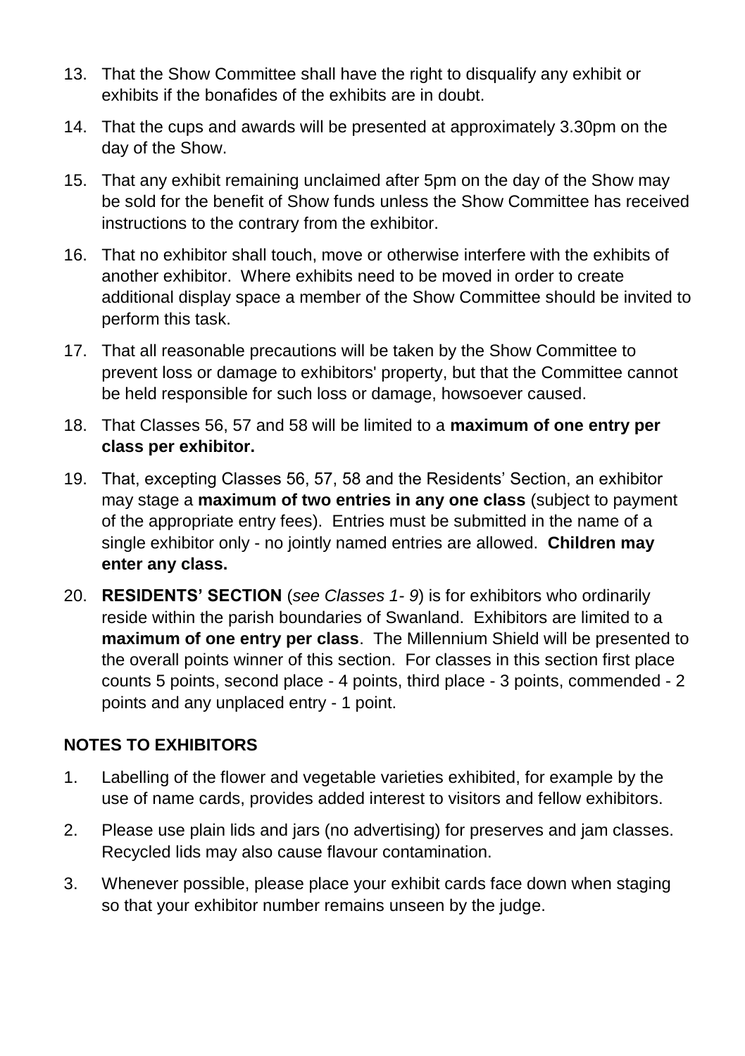13. That the Show Committee shall have the right to disqualify any exhibit or exhibits if the bonafides of the exhibits are in doubt.

14. That the cups and awards will be presented at approximately 3.30pm on the day of the Show.

15. That any exhibit remaining unclaimed after 5pm on the day of the Show may be sold for the benefit of Show funds unless the Show Committee has received instructions to the contrary from the exhibitor.

16. That no exhibitor shall touch, move or otherwise interfere with the exhibits of another exhibitor. Where exhibits need to be moved in order to create additional display space a member of the Show Committee should be invited to perform this task.

17. That all reasonable precautions will be taken by the Show Committee to prevent loss or damage to exhibitors' property, but that the Committee cannot be held responsible for such loss or damage, howsoever caused.

18. That Classes 56, 57 and 58 will be limited to a **maximum of one entry per class per exhibitor.**

19. That, excepting Classes 56, 57, 58 and the Residents' Section, an exhibitor may stage a **maximum of two entries in any one class** (subject to payment of the appropriate entry fees). Entries must be submitted in the name of a single exhibitor only - no jointly named entries are allowed. **Children may enter any class.**

20. **RESIDENTS' SECTION** (*see Classes 1- 9*) is for exhibitors who ordinarily reside within the parish boundaries of Swanland. Exhibitors are limited to a **maximum of one entry per class**. The Millennium Shield will be presented to the overall points winner of this section. For classes in this section first place counts 5 points, second place - 4 points, third place - 3 points, commended - 2 points and any unplaced entry - 1 point.

## NOTES TO EXHIBITORS

1. Labelling of the flower and vegetable varieties exhibited, for example by the use of name cards, provides added interest to visitors and fellow exhibitors.

2. Please use plain lids and jars (no advertising) for preserves and jam classes. Recycled lids may also cause flavour contamination.

3. Whenever possible, please place your exhibit cards face down when staging so that your exhibitor number remains unseen by the judge.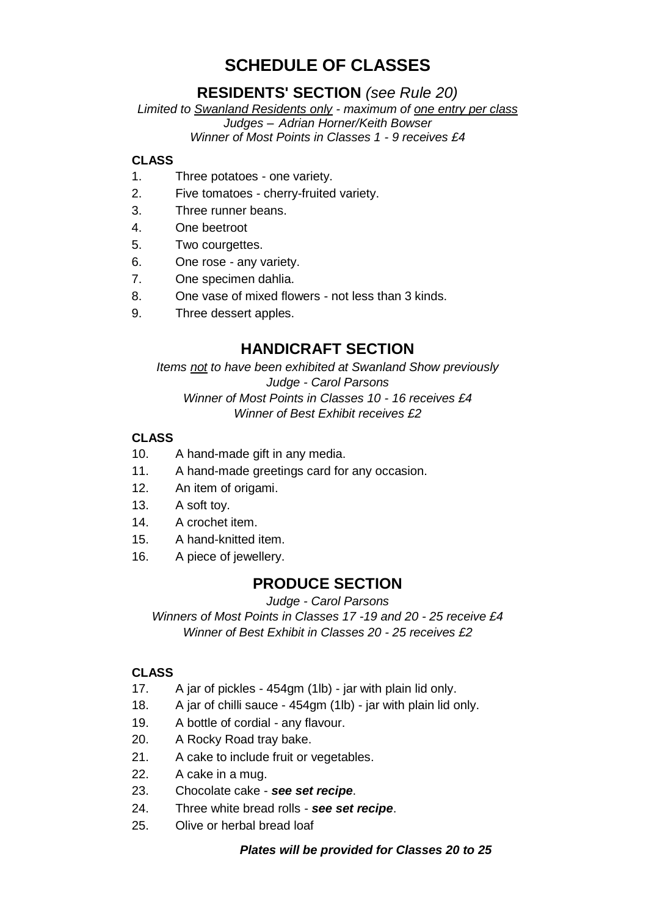# SCHEDULE OF CLASSES

## RESIDENTS' SECTION *(see Rule 20)*

*Limited to Swanland Residents only - maximum of one entry per class*
*Judges – Adrian Horner/Keith Bowser*
*Winner of Most Points in Classes 1 - 9 receives £4*

**CLASS**

1. Three potatoes - one variety.
2. Five tomatoes - cherry-fruited variety.
3. Three runner beans.
4. One beetroot
5. Two courgettes.
6. One rose - any variety.
7. One specimen dahlia.
8. One vase of mixed flowers - not less than 3 kinds.
9. Three dessert apples.

## HANDICRAFT SECTION

*Items not to have been exhibited at Swanland Show previously*
*Judge - Carol Parsons*
*Winner of Most Points in Classes 10 - 16 receives £4*
*Winner of Best Exhibit receives £2*

**CLASS**

10. A hand-made gift in any media.
11. A hand-made greetings card for any occasion.
12. An item of origami.
13. A soft toy.
14. A crochet item.
15. A hand-knitted item.
16. A piece of jewellery.

## PRODUCE SECTION

*Judge - Carol Parsons*
*Winners of Most Points in Classes 17 -19 and 20 - 25 receive £4*
*Winner of Best Exhibit in Classes 20 - 25 receives £2*

**CLASS**

17. A jar of pickles - 454gm (1lb) - jar with plain lid only.
18. A jar of chilli sauce - 454gm (1lb) - jar with plain lid only.
19. A bottle of cordial - any flavour.
20. A Rocky Road tray bake.
21. A cake to include fruit or vegetables.
22. A cake in a mug.
23. Chocolate cake - ***see set recipe***.
24. Three white bread rolls - ***see set recipe***.
25. Olive or herbal bread loaf

***Plates will be provided for Classes 20 to 25***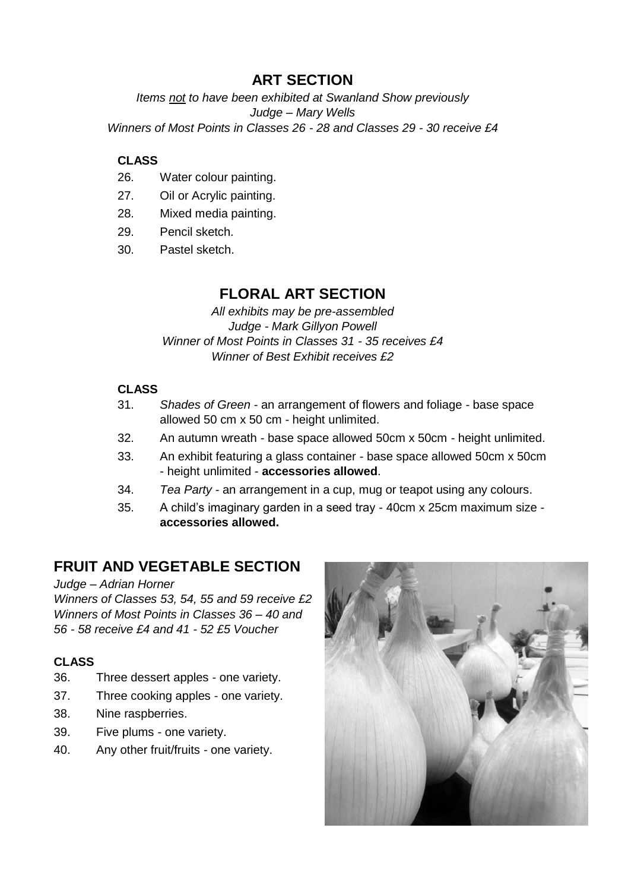## ART SECTION

*Items not to have been exhibited at Swanland Show previously*
*Judge – Mary Wells*
*Winners of Most Points in Classes 26 - 28 and Classes 29 - 30 receive £4*

**CLASS**

26. Water colour painting.
27. Oil or Acrylic painting.
28. Mixed media painting.
29. Pencil sketch.
30. Pastel sketch.

## FLORAL ART SECTION

*All exhibits may be pre-assembled*
*Judge - Mark Gillyon Powell*
*Winner of Most Points in Classes 31 - 35 receives £4*
*Winner of Best Exhibit receives £2*

**CLASS**

31. *Shades of Green* - an arrangement of flowers and foliage - base space allowed 50 cm x 50 cm - height unlimited.
32. An autumn wreath - base space allowed 50cm x 50cm - height unlimited.
33. An exhibit featuring a glass container - base space allowed 50cm x 50cm - height unlimited - **accessories allowed**.
34. *Tea Party* - an arrangement in a cup, mug or teapot using any colours.
35. A child's imaginary garden in a seed tray - 40cm x 25cm maximum size - **accessories allowed.**

## FRUIT AND VEGETABLE SECTION

*Judge – Adrian Horner*
*Winners of Classes 53, 54, 55 and 59 receive £2*
*Winners of Most Points in Classes 36 – 40 and 56 - 58 receive £4 and 41 - 52 £5 Voucher*

**CLASS**

36. Three dessert apples - one variety.
37. Three cooking apples - one variety.
38. Nine raspberries.
39. Five plums - one variety.
40. Any other fruit/fruits - one variety.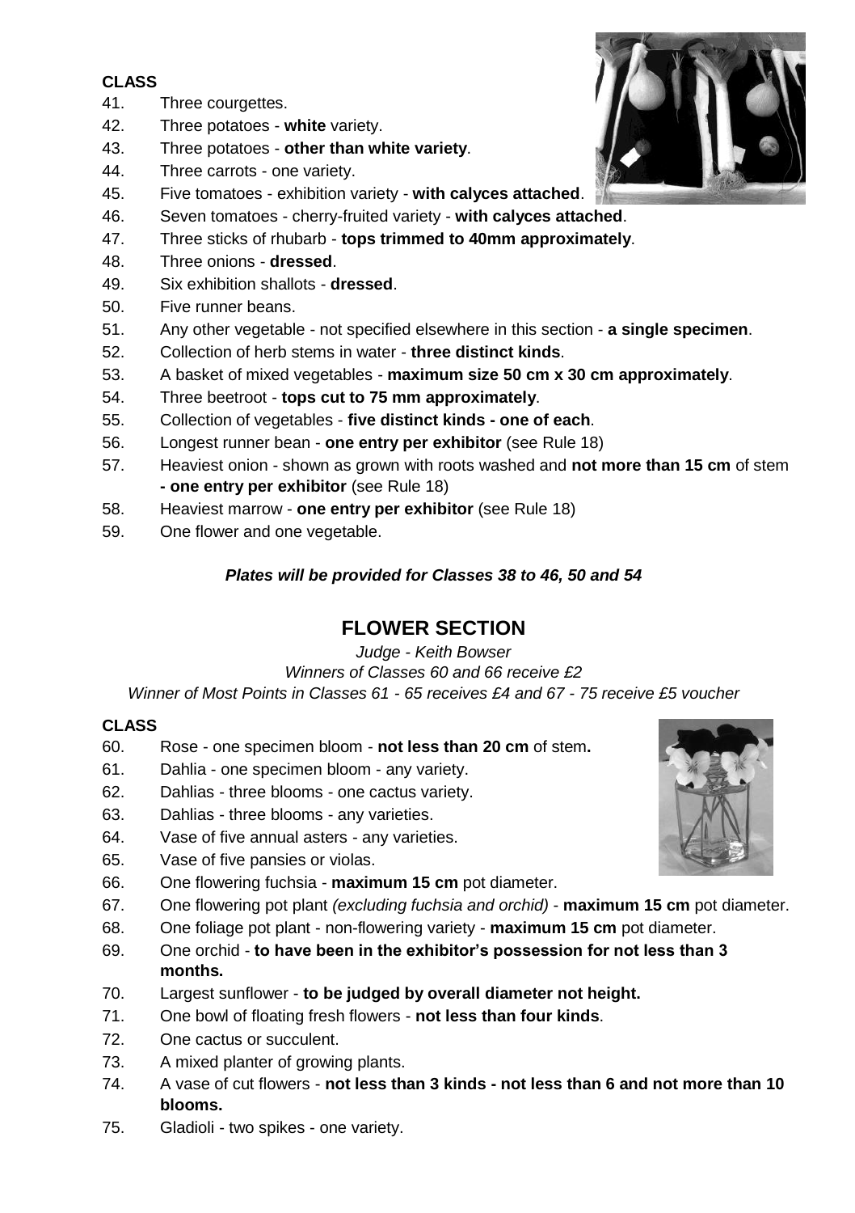**CLASS**

41. Three courgettes.
42. Three potatoes - **white** variety.
43. Three potatoes - **other than white variety**.
44. Three carrots - one variety.
45. Five tomatoes - exhibition variety - **with calyces attached**.
46. Seven tomatoes - cherry-fruited variety - **with calyces attached**.
47. Three sticks of rhubarb - **tops trimmed to 40mm approximately**.
48. Three onions - **dressed**.
49. Six exhibition shallots - **dressed**.
50. Five runner beans.
51. Any other vegetable - not specified elsewhere in this section - **a single specimen**.
52. Collection of herb stems in water - **three distinct kinds**.
53. A basket of mixed vegetables - **maximum size 50 cm x 30 cm approximately**.
54. Three beetroot - **tops cut to 75 mm approximately**.
55. Collection of vegetables - **five distinct kinds - one of each**.
56. Longest runner bean - **one entry per exhibitor** (see Rule 18)
57. Heaviest onion - shown as grown with roots washed and **not more than 15 cm** of stem **- one entry per exhibitor** (see Rule 18)
58. Heaviest marrow - **one entry per exhibitor** (see Rule 18)
59. One flower and one vegetable.

***Plates will be provided for Classes 38 to 46, 50 and 54***

## FLOWER SECTION

*Judge - Keith Bowser*

*Winners of Classes 60 and 66 receive £2*

*Winner of Most Points in Classes 61 - 65 receives £4 and 67 - 75 receive £5 voucher*

**CLASS**

60. Rose - one specimen bloom - **not less than 20 cm** of stem**.**
61. Dahlia - one specimen bloom - any variety.
62. Dahlias - three blooms - one cactus variety.
63. Dahlias - three blooms - any varieties.
64. Vase of five annual asters - any varieties.
65. Vase of five pansies or violas.
66. One flowering fuchsia - **maximum 15 cm** pot diameter.
67. One flowering pot plant *(excluding fuchsia and orchid)* - **maximum 15 cm** pot diameter.
68. One foliage pot plant - non-flowering variety - **maximum 15 cm** pot diameter.
69. One orchid - **to have been in the exhibitor's possession for not less than 3 months.**
70. Largest sunflower - **to be judged by overall diameter not height.**
71. One bowl of floating fresh flowers - **not less than four kinds**.
72. One cactus or succulent.
73. A mixed planter of growing plants.
74. A vase of cut flowers - **not less than 3 kinds - not less than 6 and not more than 10 blooms.**
75. Gladioli - two spikes - one variety.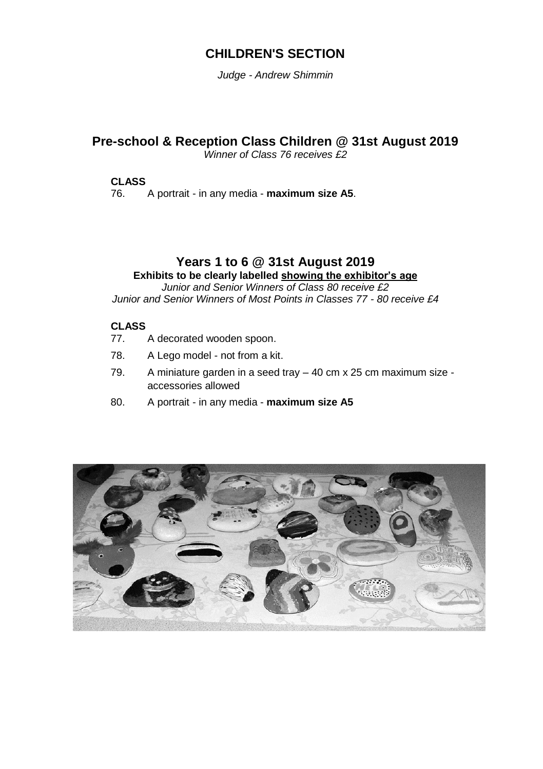# CHILDREN'S SECTION

*Judge - Andrew Shimmin*

## Pre-school & Reception Class Children @ 31st August 2019

*Winner of Class 76 receives £2*

**CLASS**

76. A portrait - in any media - **maximum size A5**.

## Years 1 to 6 @ 31st August 2019

**Exhibits to be clearly labelled <u>showing the exhibitor's age</u>**

*Junior and Senior Winners of Class 80 receive £2*

*Junior and Senior Winners of Most Points in Classes 77 - 80 receive £4*

**CLASS**

77. A decorated wooden spoon.
78. A Lego model - not from a kit.
79. A miniature garden in a seed tray – 40 cm x 25 cm maximum size - accessories allowed
80. A portrait - in any media - **maximum size A5**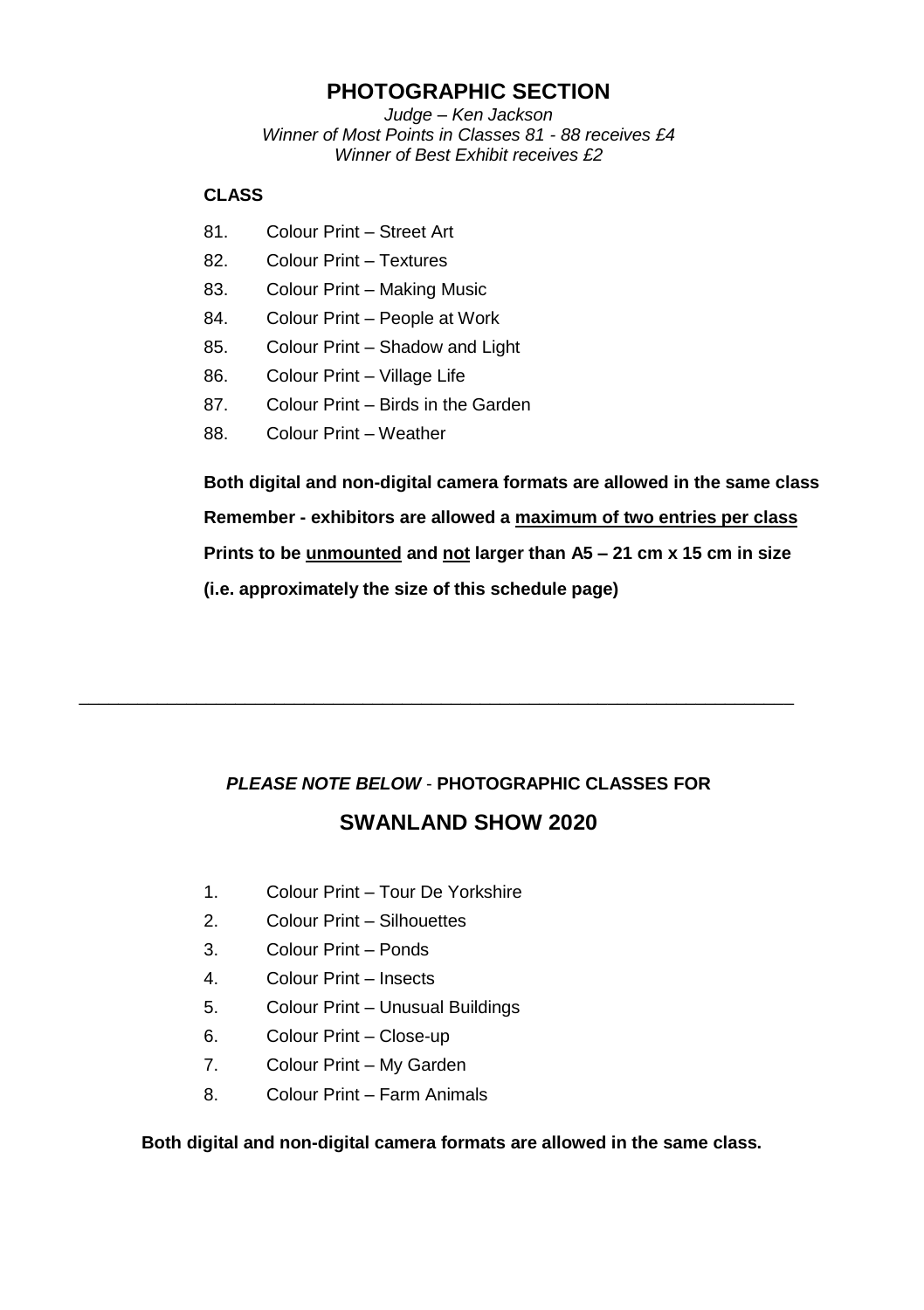## PHOTOGRAPHIC SECTION

*Judge – Ken Jackson*
*Winner of Most Points in Classes 81 - 88 receives £4*
*Winner of Best Exhibit receives £2*

**CLASS**

81. Colour Print – Street Art
82. Colour Print – Textures
83. Colour Print – Making Music
84. Colour Print – People at Work
85. Colour Print – Shadow and Light
86. Colour Print – Village Life
87. Colour Print – Birds in the Garden
88. Colour Print – Weather

**Both digital and non-digital camera formats are allowed in the same class**

**Remember - exhibitors are allowed a <u>maximum of two entries per class</u>**

**Prints to be <u>unmounted</u> and <u>not</u> larger than A5 – 21 cm x 15 cm in size**

**(i.e. approximately the size of this schedule page)**

---

***PLEASE NOTE BELOW*** - **PHOTOGRAPHIC CLASSES FOR**

## SWANLAND SHOW 2020

1. Colour Print – Tour De Yorkshire
2. Colour Print – Silhouettes
3. Colour Print – Ponds
4. Colour Print – Insects
5. Colour Print – Unusual Buildings
6. Colour Print – Close-up
7. Colour Print – My Garden
8. Colour Print – Farm Animals

**Both digital and non-digital camera formats are allowed in the same class.**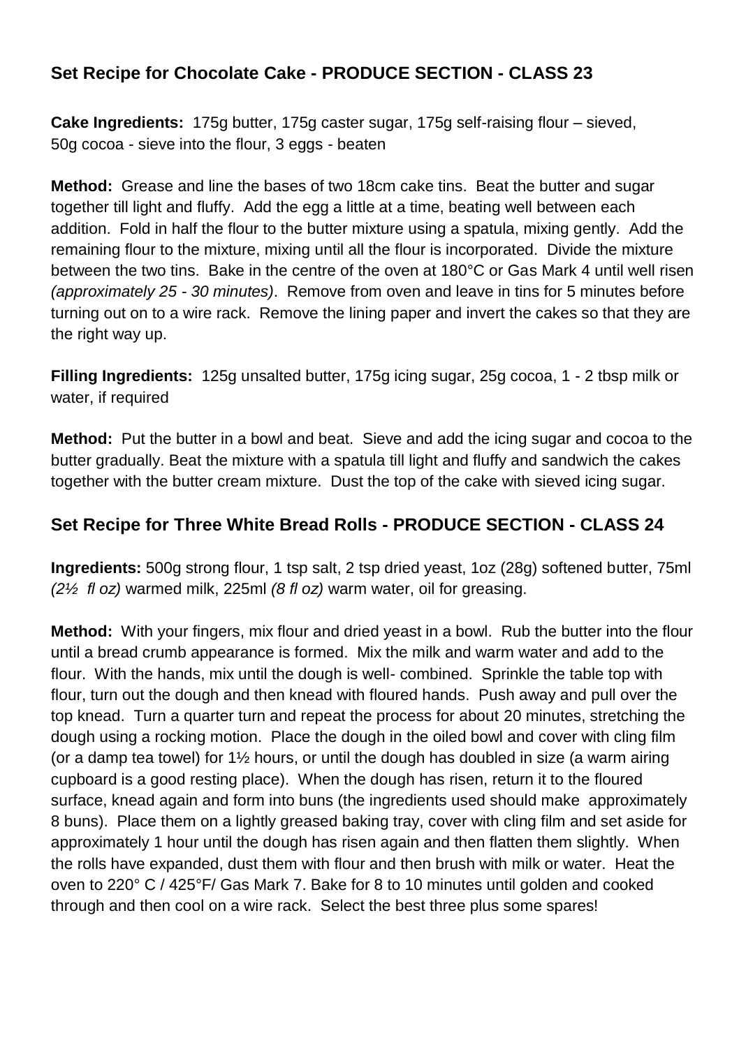## Set Recipe for Chocolate Cake - PRODUCE SECTION - CLASS 23

**Cake Ingredients:** 175g butter, 175g caster sugar, 175g self-raising flour – sieved, 50g cocoa - sieve into the flour, 3 eggs - beaten

**Method:** Grease and line the bases of two 18cm cake tins. Beat the butter and sugar together till light and fluffy. Add the egg a little at a time, beating well between each addition. Fold in half the flour to the butter mixture using a spatula, mixing gently. Add the remaining flour to the mixture, mixing until all the flour is incorporated. Divide the mixture between the two tins. Bake in the centre of the oven at 180°C or Gas Mark 4 until well risen *(approximately 25 - 30 minutes)*. Remove from oven and leave in tins for 5 minutes before turning out on to a wire rack. Remove the lining paper and invert the cakes so that they are the right way up.

**Filling Ingredients:** 125g unsalted butter, 175g icing sugar, 25g cocoa, 1 - 2 tbsp milk or water, if required

**Method:** Put the butter in a bowl and beat. Sieve and add the icing sugar and cocoa to the butter gradually. Beat the mixture with a spatula till light and fluffy and sandwich the cakes together with the butter cream mixture. Dust the top of the cake with sieved icing sugar.

## Set Recipe for Three White Bread Rolls - PRODUCE SECTION - CLASS 24

**Ingredients:** 500g strong flour, 1 tsp salt, 2 tsp dried yeast, 1oz (28g) softened butter, 75ml *(2½ fl oz)* warmed milk, 225ml *(8 fl oz)* warm water, oil for greasing.

**Method:** With your fingers, mix flour and dried yeast in a bowl. Rub the butter into the flour until a bread crumb appearance is formed. Mix the milk and warm water and add to the flour. With the hands, mix until the dough is well- combined. Sprinkle the table top with flour, turn out the dough and then knead with floured hands. Push away and pull over the top knead. Turn a quarter turn and repeat the process for about 20 minutes, stretching the dough using a rocking motion. Place the dough in the oiled bowl and cover with cling film (or a damp tea towel) for 1½ hours, or until the dough has doubled in size (a warm airing cupboard is a good resting place). When the dough has risen, return it to the floured surface, knead again and form into buns (the ingredients used should make approximately 8 buns). Place them on a lightly greased baking tray, cover with cling film and set aside for approximately 1 hour until the dough has risen again and then flatten them slightly. When the rolls have expanded, dust them with flour and then brush with milk or water. Heat the oven to 220° C / 425°F/ Gas Mark 7. Bake for 8 to 10 minutes until golden and cooked through and then cool on a wire rack. Select the best three plus some spares!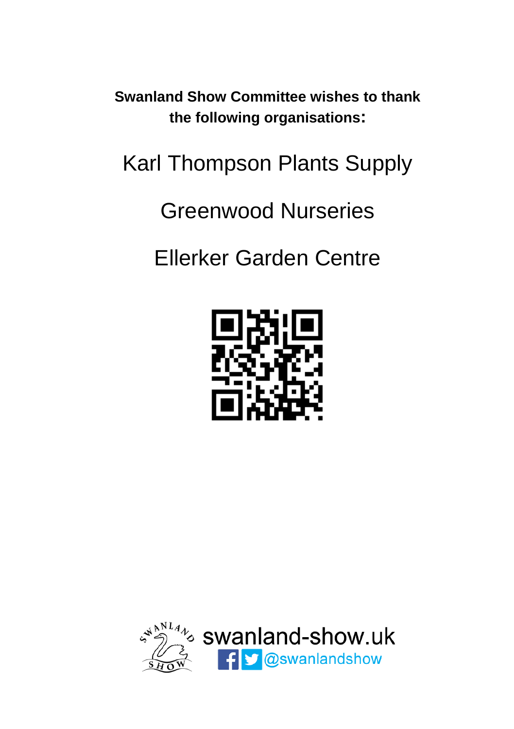**Swanland Show Committee wishes to thank the following organisations:**

Karl Thompson Plants Supply

Greenwood Nurseries

Ellerker Garden Centre

swanland-show.uk

@swanlandshow